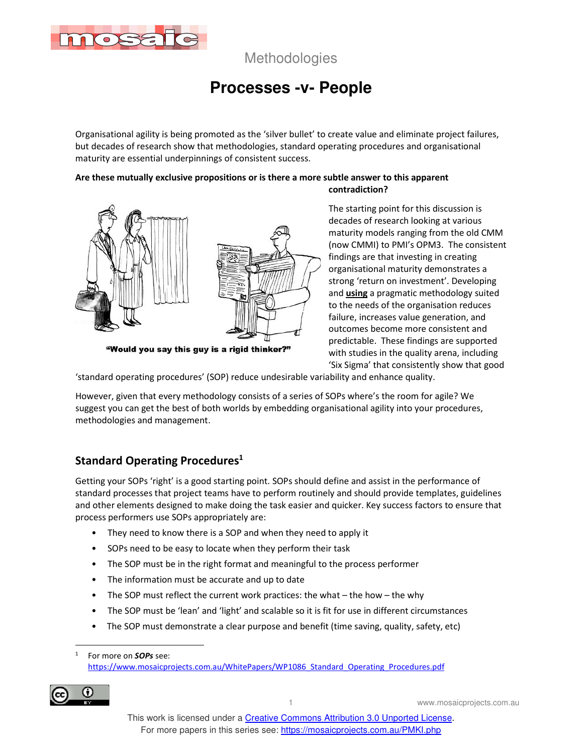Methodologies

# Processes -v- People

Organisational agility is being promoted as the 'silver bullet' to create value and eliminate project failures, but decades of research show that methodologies, standard operating procedures and organisational maturity are essential underpinnings of consistent success.

**Are these mutually exclusive propositions or is there a more subtle answer to this apparent contradiction?**

**"Would you say this guy is a rigid thinker?"**

The starting point for this discussion is decades of research looking at various maturity models ranging from the old CMM (now CMMI) to PMI's OPM3. The consistent findings are that investing in creating organisational maturity demonstrates a strong 'return on investment'. Developing and **using** a pragmatic methodology suited to the needs of the organisation reduces failure, increases value generation, and outcomes become more consistent and predictable. These findings are supported with studies in the quality arena, including 'Six Sigma' that consistently show that good 'standard operating procedures' (SOP) reduce undesirable variability and enhance quality.

However, given that every methodology consists of a series of SOPs where's the room for agile? We suggest you can get the best of both worlds by embedding organisational agility into your procedures, methodologies and management.

## Standard Operating Procedures[1]

Getting your SOPs 'right' is a good starting point. SOPs should define and assist in the performance of standard processes that project teams have to perform routinely and should provide templates, guidelines and other elements designed to make doing the task easier and quicker. Key success factors to ensure that process performers use SOPs appropriately are:

- They need to know there is a SOP and when they need to apply it
- SOPs need to be easy to locate when they perform their task
- The SOP must be in the right format and meaningful to the process performer
- The information must be accurate and up to date
- The SOP must reflect the current work practices: the what – the how – the why
- The SOP must be 'lean' and 'light' and scalable so it is fit for use in different circumstances
- The SOP must demonstrate a clear purpose and benefit (time saving, quality, safety, etc)

[1] For more on ***SOPs*** see: https://www.mosaicprojects.com.au/WhitePapers/WP1086_Standard_Operating_Procedures.pdf

This work is licensed under a Creative Commons Attribution 3.0 Unported License.
For more papers in this series see: https://mosaicprojects.com.au/PMKI.php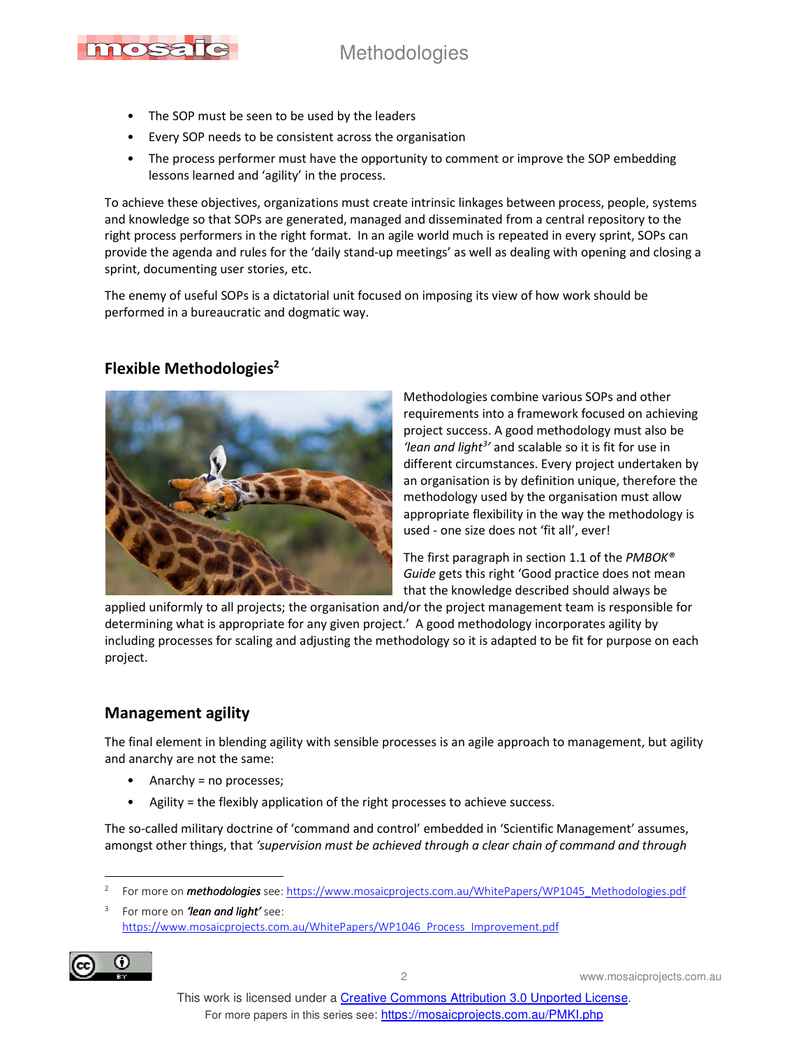- The SOP must be seen to be used by the leaders
- Every SOP needs to be consistent across the organisation
- The process performer must have the opportunity to comment or improve the SOP embedding lessons learned and 'agility' in the process.

To achieve these objectives, organizations must create intrinsic linkages between process, people, systems and knowledge so that SOPs are generated, managed and disseminated from a central repository to the right process performers in the right format. In an agile world much is repeated in every sprint, SOPs can provide the agenda and rules for the 'daily stand-up meetings' as well as dealing with opening and closing a sprint, documenting user stories, etc.

The enemy of useful SOPs is a dictatorial unit focused on imposing its view of how work should be performed in a bureaucratic and dogmatic way.

## Flexible Methodologies[2]

Methodologies combine various SOPs and other requirements into a framework focused on achieving project success. A good methodology must also be *'lean and light[3]'* and scalable so it is fit for use in different circumstances. Every project undertaken by an organisation is by definition unique, therefore the methodology used by the organisation must allow appropriate flexibility in the way the methodology is used - one size does not 'fit all', ever!

The first paragraph in section 1.1 of the *PMBOK® Guide* gets this right 'Good practice does not mean that the knowledge described should always be applied uniformly to all projects; the organisation and/or the project management team is responsible for determining what is appropriate for any given project.' A good methodology incorporates agility by including processes for scaling and adjusting the methodology so it is adapted to be fit for purpose on each project.

## Management agility

The final element in blending agility with sensible processes is an agile approach to management, but agility and anarchy are not the same:

- Anarchy = no processes;
- Agility = the flexibly application of the right processes to achieve success.

The so-called military doctrine of 'command and control' embedded in 'Scientific Management' assumes, amongst other things, that *'supervision must be achieved through a clear chain of command and through*

---

[2] For more on ***methodologies*** see: https://www.mosaicprojects.com.au/WhitePapers/WP1045_Methodologies.pdf

[3] For more on ***'lean and light'*** see: https://www.mosaicprojects.com.au/WhitePapers/WP1046_Process_Improvement.pdf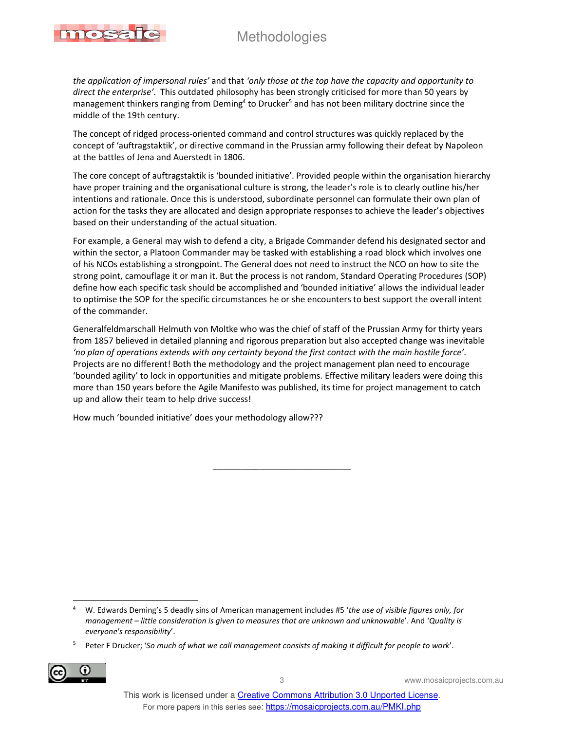*the application of impersonal rules'* and that *'only those at the top have the capacity and opportunity to direct the enterprise'*. This outdated philosophy has been strongly criticised for more than 50 years by management thinkers ranging from Deming[4] to Drucker[5] and has not been military doctrine since the middle of the 19th century.

The concept of ridged process-oriented command and control structures was quickly replaced by the concept of 'auftragstaktik', or directive command in the Prussian army following their defeat by Napoleon at the battles of Jena and Auerstedt in 1806.

The core concept of auftragstaktik is 'bounded initiative'. Provided people within the organisation hierarchy have proper training and the organisational culture is strong, the leader's role is to clearly outline his/her intentions and rationale. Once this is understood, subordinate personnel can formulate their own plan of action for the tasks they are allocated and design appropriate responses to achieve the leader's objectives based on their understanding of the actual situation.

For example, a General may wish to defend a city, a Brigade Commander defend his designated sector and within the sector, a Platoon Commander may be tasked with establishing a road block which involves one of his NCOs establishing a strongpoint. The General does not need to instruct the NCO on how to site the strong point, camouflage it or man it. But the process is not random, Standard Operating Procedures (SOP) define how each specific task should be accomplished and 'bounded initiative' allows the individual leader to optimise the SOP for the specific circumstances he or she encounters to best support the overall intent of the commander.

Generalfeldmarschall Helmuth von Moltke who was the chief of staff of the Prussian Army for thirty years from 1857 believed in detailed planning and rigorous preparation but also accepted change was inevitable *'no plan of operations extends with any certainty beyond the first contact with the main hostile force'*. Projects are no different! Both the methodology and the project management plan need to encourage 'bounded agility' to lock in opportunities and mitigate problems. Effective military leaders were doing this more than 150 years before the Agile Manifesto was published, its time for project management to catch up and allow their team to help drive success!

How much 'bounded initiative' does your methodology allow???

______________________________

[4] W. Edwards Deming's 5 deadly sins of American management includes #5 '*the use of visible figures only, for management – little consideration is given to measures that are unknown and unknowable*'. And '*Quality is everyone's responsibility*'.

[5] Peter F Drucker; '*So much of what we call management consists of making it difficult for people to work*'.

This work is licensed under a Creative Commons Attribution 3.0 Unported License.
For more papers in this series see: https://mosaicprojects.com.au/PMKI.php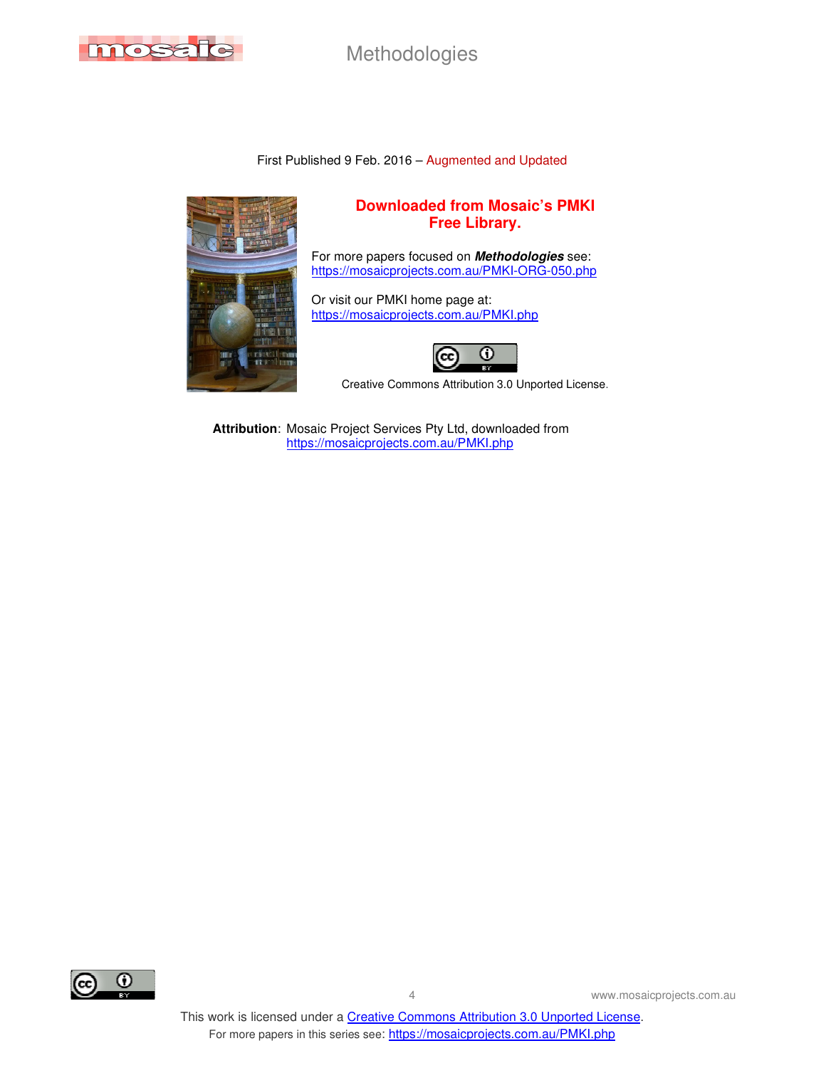First Published 9 Feb. 2016 – Augmented and Updated

**Downloaded from Mosaic's PMKI Free Library.**

For more papers focused on ***Methodologies*** see:
https://mosaicprojects.com.au/PMKI-ORG-050.php

Or visit our PMKI home page at:
https://mosaicprojects.com.au/PMKI.php

Creative Commons Attribution 3.0 Unported License.

**Attribution**: Mosaic Project Services Pty Ltd, downloaded from https://mosaicprojects.com.au/PMKI.php